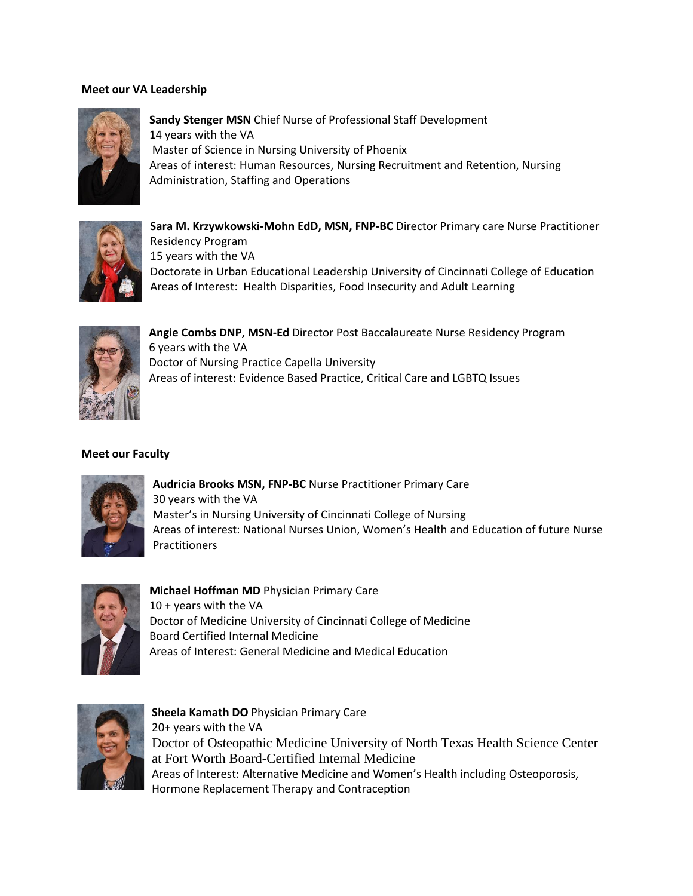**Meet our VA Leadership**

**Sandy Stenger MSN** Chief Nurse of Professional Staff Development
14 years with the VA
Master of Science in Nursing University of Phoenix
Areas of interest: Human Resources, Nursing Recruitment and Retention, Nursing Administration, Staffing and Operations

**Sara M. Krzywkowski-Mohn EdD, MSN, FNP-BC** Director Primary care Nurse Practitioner Residency Program
15 years with the VA
Doctorate in Urban Educational Leadership University of Cincinnati College of Education
Areas of Interest: Health Disparities, Food Insecurity and Adult Learning

**Angie Combs DNP, MSN-Ed** Director Post Baccalaureate Nurse Residency Program
6 years with the VA
Doctor of Nursing Practice Capella University
Areas of interest: Evidence Based Practice, Critical Care and LGBTQ Issues

**Meet our Faculty**

**Audricia Brooks MSN, FNP-BC** Nurse Practitioner Primary Care
30 years with the VA
Master's in Nursing University of Cincinnati College of Nursing
Areas of interest: National Nurses Union, Women's Health and Education of future Nurse Practitioners

**Michael Hoffman MD** Physician Primary Care
10 + years with the VA
Doctor of Medicine University of Cincinnati College of Medicine
Board Certified Internal Medicine
Areas of Interest: General Medicine and Medical Education

**Sheela Kamath DO** Physician Primary Care
20+ years with the VA
Doctor of Osteopathic Medicine University of North Texas Health Science Center at Fort Worth Board-Certified Internal Medicine
Areas of Interest: Alternative Medicine and Women's Health including Osteoporosis, Hormone Replacement Therapy and Contraception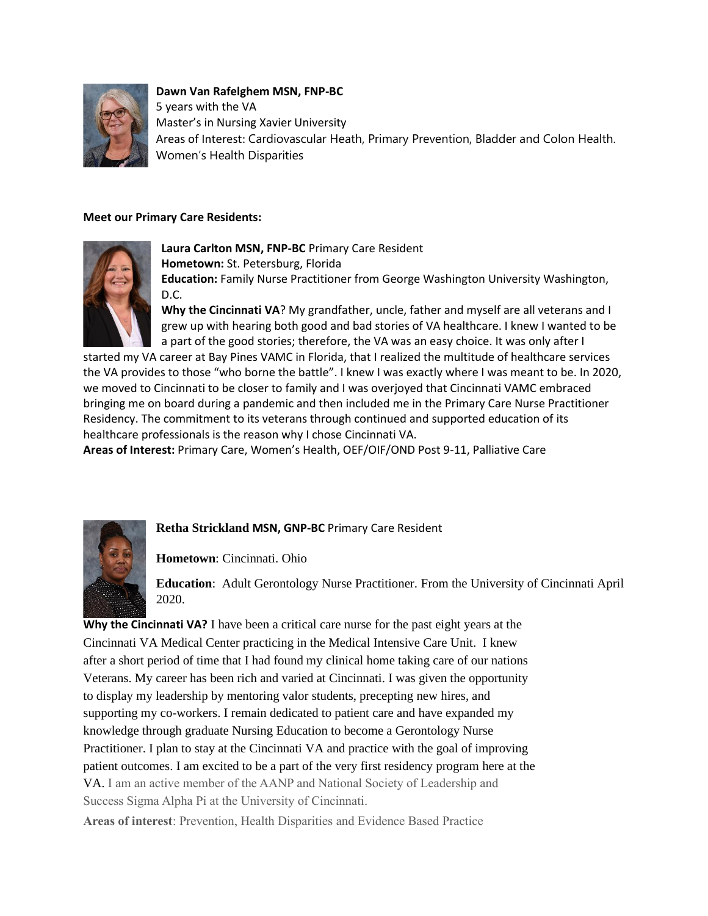**Dawn Van Rafelghem MSN, FNP-BC**
5 years with the VA
Master's in Nursing Xavier University
Areas of Interest: Cardiovascular Heath, Primary Prevention, Bladder and Colon Health. Women's Health Disparities

**Meet our Primary Care Residents:**

**Laura Carlton MSN, FNP-BC** Primary Care Resident
**Hometown:** St. Petersburg, Florida
**Education:** Family Nurse Practitioner from George Washington University Washington, D.C.
**Why the Cincinnati VA**? My grandfather, uncle, father and myself are all veterans and I grew up with hearing both good and bad stories of VA healthcare. I knew I wanted to be a part of the good stories; therefore, the VA was an easy choice. It was only after I started my VA career at Bay Pines VAMC in Florida, that I realized the multitude of healthcare services the VA provides to those "who borne the battle". I knew I was exactly where I was meant to be. In 2020, we moved to Cincinnati to be closer to family and I was overjoyed that Cincinnati VAMC embraced bringing me on board during a pandemic and then included me in the Primary Care Nurse Practitioner Residency. The commitment to its veterans through continued and supported education of its healthcare professionals is the reason why I chose Cincinnati VA.
**Areas of Interest:** Primary Care, Women's Health, OEF/OIF/OND Post 9-11, Palliative Care

**Retha Strickland MSN, GNP-BC** Primary Care Resident

**Hometown**: Cincinnati. Ohio

**Education**: Adult Gerontology Nurse Practitioner. From the University of Cincinnati April 2020.

**Why the Cincinnati VA?** I have been a critical care nurse for the past eight years at the Cincinnati VA Medical Center practicing in the Medical Intensive Care Unit. I knew after a short period of time that I had found my clinical home taking care of our nations Veterans. My career has been rich and varied at Cincinnati. I was given the opportunity to display my leadership by mentoring valor students, precepting new hires, and supporting my co-workers. I remain dedicated to patient care and have expanded my knowledge through graduate Nursing Education to become a Gerontology Nurse Practitioner. I plan to stay at the Cincinnati VA and practice with the goal of improving patient outcomes. I am excited to be a part of the very first residency program here at the VA. I am an active member of the AANP and National Society of Leadership and Success Sigma Alpha Pi at the University of Cincinnati.

**Areas of interest**: Prevention, Health Disparities and Evidence Based Practice